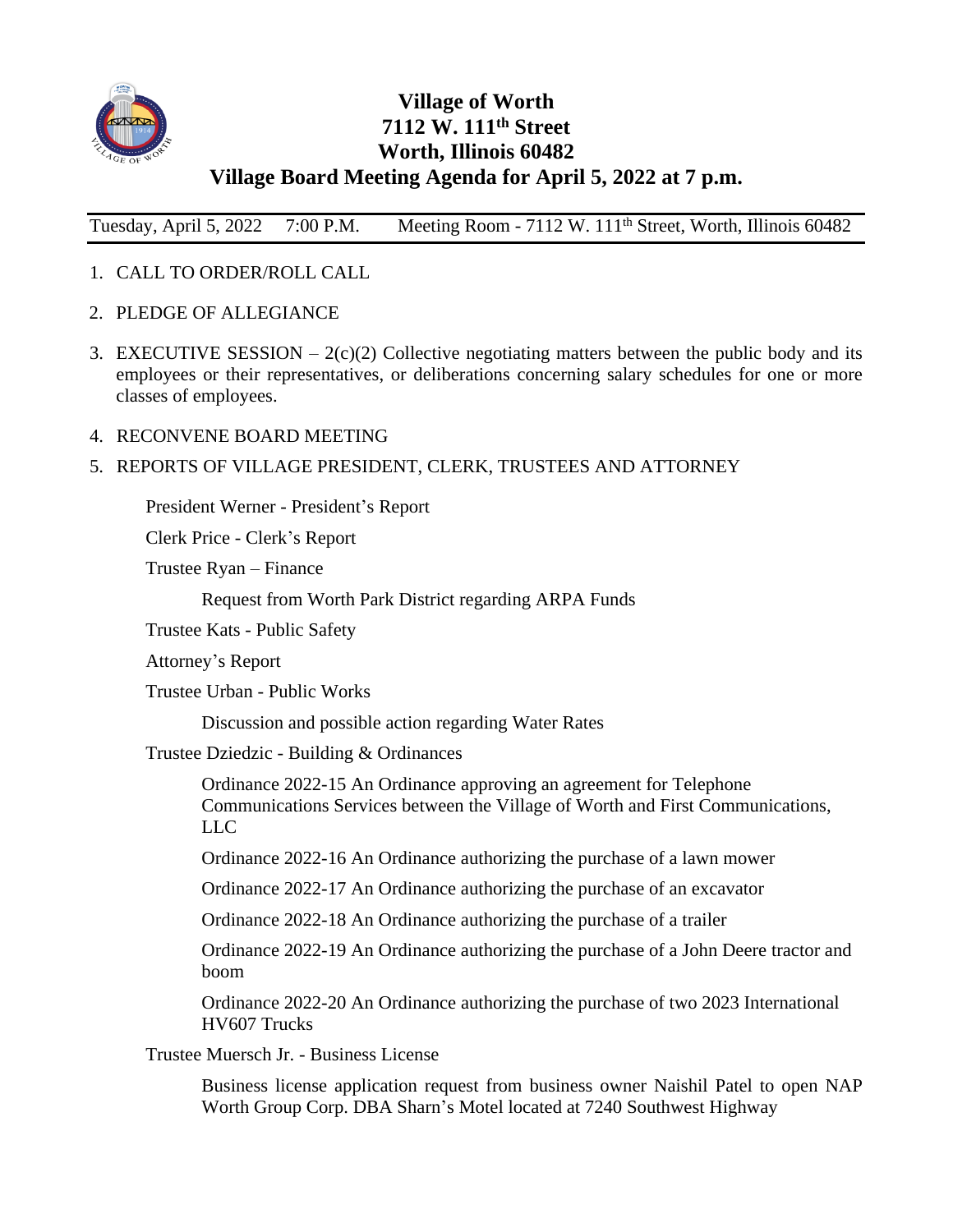# Village of Worth
# 7112 W. 111th Street
# Worth, Illinois 60482
# Village Board Meeting Agenda for April 5, 2022 at 7 p.m.

Tuesday, April 5, 2022 7:00 P.M. Meeting Room - 7112 W. 111th Street, Worth, Illinois 60482

1. CALL TO ORDER/ROLL CALL
2. PLEDGE OF ALLEGIANCE
3. EXECUTIVE SESSION – 2(c)(2) Collective negotiating matters between the public body and its employees or their representatives, or deliberations concerning salary schedules for one or more classes of employees.
4. RECONVENE BOARD MEETING
5. REPORTS OF VILLAGE PRESIDENT, CLERK, TRUSTEES AND ATTORNEY

   President Werner - President's Report

   Clerk Price - Clerk's Report

   Trustee Ryan – Finance

   - Request from Worth Park District regarding ARPA Funds

   Trustee Kats - Public Safety

   Attorney's Report

   Trustee Urban - Public Works

   - Discussion and possible action regarding Water Rates

   Trustee Dziedzic - Building & Ordinances

   - Ordinance 2022-15 An Ordinance approving an agreement for Telephone Communications Services between the Village of Worth and First Communications, LLC
   - Ordinance 2022-16 An Ordinance authorizing the purchase of a lawn mower
   - Ordinance 2022-17 An Ordinance authorizing the purchase of an excavator
   - Ordinance 2022-18 An Ordinance authorizing the purchase of a trailer
   - Ordinance 2022-19 An Ordinance authorizing the purchase of a John Deere tractor and boom
   - Ordinance 2022-20 An Ordinance authorizing the purchase of two 2023 International HV607 Trucks

   Trustee Muersch Jr. - Business License

   - Business license application request from business owner Naishil Patel to open NAP Worth Group Corp. DBA Sharn's Motel located at 7240 Southwest Highway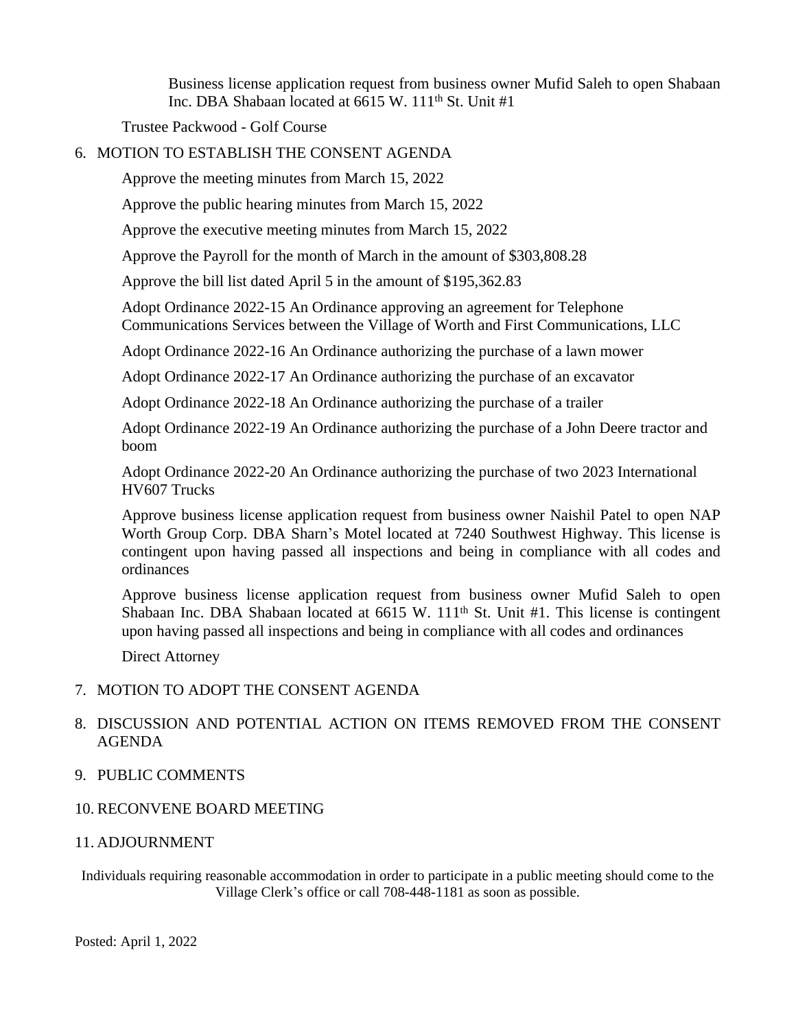Business license application request from business owner Mufid Saleh to open Shabaan Inc. DBA Shabaan located at 6615 W. 111th St. Unit #1

Trustee Packwood - Golf Course

6. MOTION TO ESTABLISH THE CONSENT AGENDA

   Approve the meeting minutes from March 15, 2022

   Approve the public hearing minutes from March 15, 2022

   Approve the executive meeting minutes from March 15, 2022

   Approve the Payroll for the month of March in the amount of $303,808.28

   Approve the bill list dated April 5 in the amount of $195,362.83

   Adopt Ordinance 2022-15 An Ordinance approving an agreement for Telephone Communications Services between the Village of Worth and First Communications, LLC

   Adopt Ordinance 2022-16 An Ordinance authorizing the purchase of a lawn mower

   Adopt Ordinance 2022-17 An Ordinance authorizing the purchase of an excavator

   Adopt Ordinance 2022-18 An Ordinance authorizing the purchase of a trailer

   Adopt Ordinance 2022-19 An Ordinance authorizing the purchase of a John Deere tractor and boom

   Adopt Ordinance 2022-20 An Ordinance authorizing the purchase of two 2023 International HV607 Trucks

   Approve business license application request from business owner Naishil Patel to open NAP Worth Group Corp. DBA Sharn's Motel located at 7240 Southwest Highway. This license is contingent upon having passed all inspections and being in compliance with all codes and ordinances

   Approve business license application request from business owner Mufid Saleh to open Shabaan Inc. DBA Shabaan located at 6615 W. 111th St. Unit #1. This license is contingent upon having passed all inspections and being in compliance with all codes and ordinances

   Direct Attorney

7. MOTION TO ADOPT THE CONSENT AGENDA

8. DISCUSSION AND POTENTIAL ACTION ON ITEMS REMOVED FROM THE CONSENT AGENDA

9. PUBLIC COMMENTS

10. RECONVENE BOARD MEETING

11. ADJOURNMENT

Individuals requiring reasonable accommodation in order to participate in a public meeting should come to the Village Clerk's office or call 708-448-1181 as soon as possible.

Posted: April 1, 2022